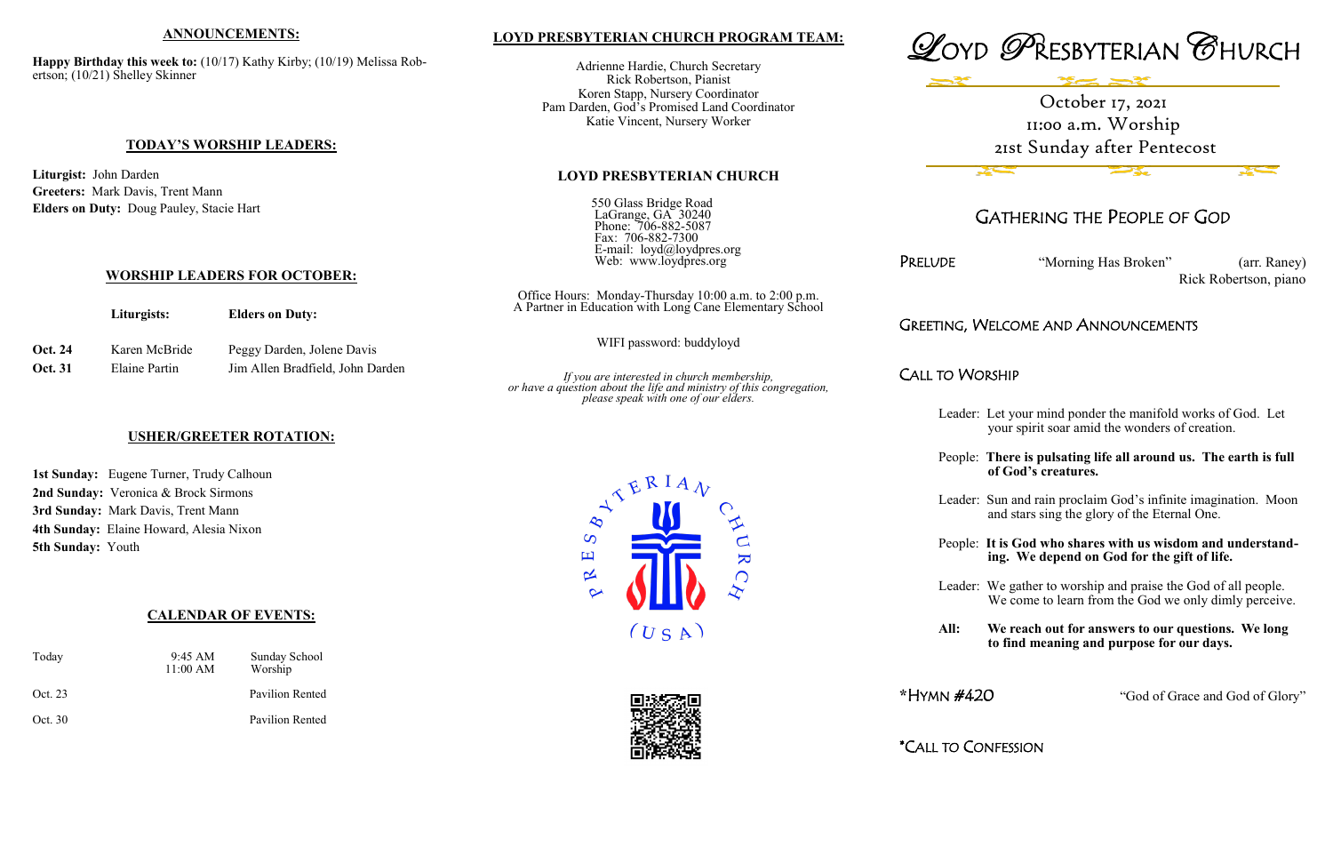## ANNOUNCEMENTS:

**Happy Birthday this week to:** (10/17) Kathy Kirby; (10/19) Melissa Robertson; (10/21) Shelley Skinner

## TODAY'S WORSHIP LEADERS:

**Liturgist:** John Darden
**Greeters:** Mark Davis, Trent Mann
**Elders on Duty:** Doug Pauley, Stacie Hart

## WORSHIP LEADERS FOR OCTOBER:

| | Liturgists: | Elders on Duty: |
|---|---|---|
| **Oct. 24** | Karen McBride | Peggy Darden, Jolene Davis |
| **Oct. 31** | Elaine Partin | Jim Allen Bradfield, John Darden |

## USHER/GREETER ROTATION:

**1st Sunday:** Eugene Turner, Trudy Calhoun
**2nd Sunday:** Veronica & Brock Sirmons
**3rd Sunday:** Mark Davis, Trent Mann
**4th Sunday:** Elaine Howard, Alesia Nixon
**5th Sunday:** Youth

## CALENDAR OF EVENTS:

| | | |
|---|---|---|
| Today | 9:45 AM<br>11:00 AM | Sunday School<br>Worship |
| Oct. 23 | | Pavilion Rented |
| Oct. 30 | | Pavilion Rented |

## LOYD PRESBYTERIAN CHURCH PROGRAM TEAM:

Adrienne Hardie, Church Secretary
Rick Robertson, Pianist
Koren Stapp, Nursery Coordinator
Pam Darden, God's Promised Land Coordinator
Katie Vincent, Nursery Worker

## LOYD PRESBYTERIAN CHURCH

550 Glass Bridge Road
LaGrange, GA 30240
Phone: 706-882-5087
Fax: 706-882-7300
E-mail: loyd@loydpres.org
Web: www.loydpres.org

Office Hours: Monday-Thursday 10:00 a.m. to 2:00 p.m.
A Partner in Education with Long Cane Elementary School

WIFI password: buddyloyd

*If you are interested in church membership, or have a question about the life and ministry of this congregation, please speak with one of our elders.*

PRESBYTERIAN CHURCH (USA)

# LOYD PRESBYTERIAN CHURCH

October 17, 2021
11:00 a.m. Worship
21st Sunday after Pentecost

## GATHERING THE PEOPLE OF GOD

PRELUDE — "Morning Has Broken" (arr. Raney)
Rick Robertson, piano

GREETING, WELCOME AND ANNOUNCEMENTS

CALL TO WORSHIP

Leader: Let your mind ponder the manifold works of God. Let your spirit soar amid the wonders of creation.

People: **There is pulsating life all around us. The earth is full of God's creatures.**

Leader: Sun and rain proclaim God's infinite imagination. Moon and stars sing the glory of the Eternal One.

People: **It is God who shares with us wisdom and understanding. We depend on God for the gift of life.**

Leader: We gather to worship and praise the God of all people. We come to learn from the God we only dimly perceive.

**All: We reach out for answers to our questions. We long to find meaning and purpose for our days.**

*HYMN #420 — "God of Grace and God of Glory"

*CALL TO CONFESSION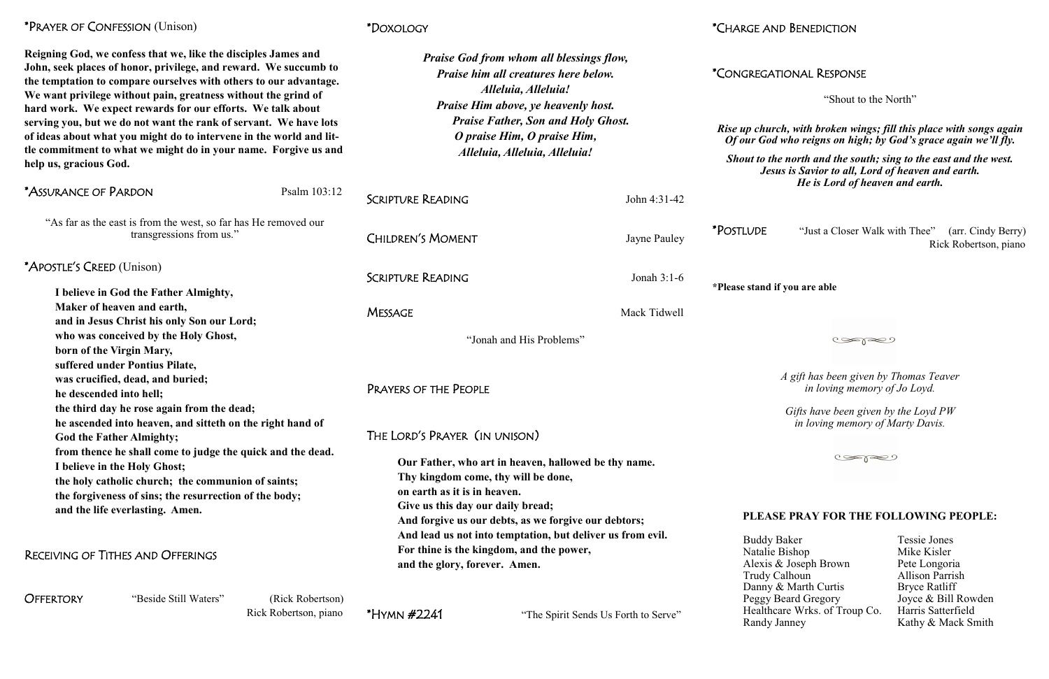## *PRAYER OF CONFESSION (Unison)

**Reigning God, we confess that we, like the disciples James and John, seek places of honor, privilege, and reward. We succumb to the temptation to compare ourselves with others to our advantage. We want privilege without pain, greatness without the grind of hard work. We expect rewards for our efforts. We talk about serving you, but we do not want the rank of servant. We have lots of ideas about what you might do to intervene in the world and little commitment to what we might do in your name. Forgive us and help us, gracious God.**

## *ASSURANCE OF PARDON — Psalm 103:12

"As far as the east is from the west, so far has He removed our transgressions from us."

## *APOSTLE'S CREED (Unison)

**I believe in God the Father Almighty,**
**Maker of heaven and earth,**
**and in Jesus Christ his only Son our Lord;**
**who was conceived by the Holy Ghost,**
**born of the Virgin Mary,**
**suffered under Pontius Pilate,**
**was crucified, dead, and buried;**
**he descended into hell;**
**the third day he rose again from the dead;**
**he ascended into heaven, and sitteth on the right hand of God the Father Almighty;**
**from thence he shall come to judge the quick and the dead.**
**I believe in the Holy Ghost;**
**the holy catholic church; the communion of saints;**
**the forgiveness of sins; the resurrection of the body;**
**and the life everlasting. Amen.**

## RECEIVING OF TITHES AND OFFERINGS

**OFFERTORY** — "Beside Still Waters" (Rick Robertson)
Rick Robertson, piano

## *DOXOLOGY

***Praise God from whom all blessings flow,***
***Praise him all creatures here below.***
***Alleluia, Alleluia!***
***Praise Him above, ye heavenly host.***
***Praise Father, Son and Holy Ghost.***
***O praise Him, O praise Him,***
***Alleluia, Alleluia, Alleluia!***

**SCRIPTURE READING** — John 4:31-42

**CHILDREN'S MOMENT** — Jayne Pauley

**SCRIPTURE READING** — Jonah 3:1-6

**MESSAGE** — Mack Tidwell

"Jonah and His Problems"

## PRAYERS OF THE PEOPLE

## THE LORD'S PRAYER (IN UNISON)

**Our Father, who art in heaven, hallowed be thy name.**
**Thy kingdom come, thy will be done,**
**on earth as it is in heaven.**
**Give us this day our daily bread;**
**And forgive us our debts, as we forgive our debtors;**
**And lead us not into temptation, but deliver us from evil.**
**For thine is the kingdom, and the power,**
**and the glory, forever. Amen.**

**\*HYMN #2241** — "The Spirit Sends Us Forth to Serve"

## *CHARGE AND BENEDICTION

## *CONGREGATIONAL RESPONSE

"Shout to the North"

***Rise up church, with broken wings; fill this place with songs again***
***Of our God who reigns on high; by God's grace again we'll fly.***

***Shout to the north and the south; sing to the east and the west.***
***Jesus is Savior to all, Lord of heaven and earth.***
***He is Lord of heaven and earth.***

**\*POSTLUDE** — "Just a Closer Walk with Thee" (arr. Cindy Berry)
Rick Robertson, piano

**\*Please stand if you are able**

*A gift has been given by Thomas Teaver in loving memory of Jo Loyd.*

*Gifts have been given by the Loyd PW in loving memory of Marty Davis.*

### PLEASE PRAY FOR THE FOLLOWING PEOPLE:

| | |
|---|---|
| Buddy Baker | Tessie Jones |
| Natalie Bishop | Mike Kisler |
| Alexis & Joseph Brown | Pete Longoria |
| Trudy Calhoun | Allison Parrish |
| Danny & Marth Curtis | Bryce Ratliff |
| Peggy Beard Gregory | Joyce & Bill Rowden |
| Healthcare Wrks. of Troup Co. | Harris Satterfield |
| Randy Janney | Kathy & Mack Smith |